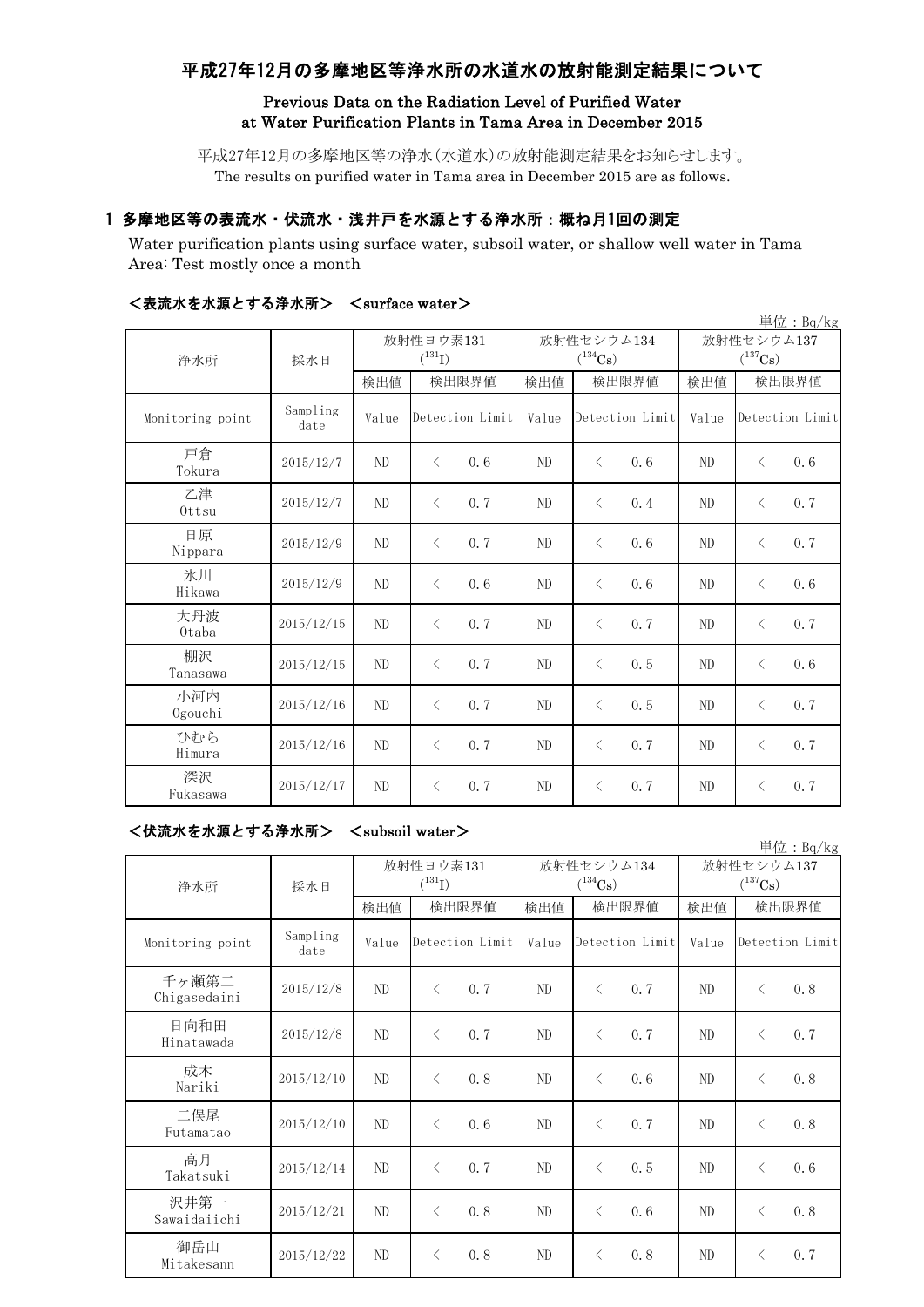# 平成27年12月の多摩地区等浄水所の水道水の放射能測定結果について

## Previous Data on the Radiation Level of Purified Water at Water Purification Plants in Tama Area in December 2015

平成27年12月の多摩地区等の浄水(水道水)の放射能測定結果をお知らせします。
The results on purified water in Tama area in December 2015 are as follows.

### 1 多摩地区等の表流水・伏流水・浅井戸を水源とする浄水所：概ね月1回の測定

Water purification plants using surface water, subsoil water, or shallow well water in Tama Area: Test mostly once a month

#### <表流水を水源とする浄水所> <surface water>

単位：Bq/kg

| 浄水所 | 採水日 | 放射性ヨウ素131 ($^{131}I$) | | 放射性セシウム134 ($^{134}Cs$) | | 放射性セシウム137 ($^{137}Cs$) | |
|---|---|---|---|---|---|---|---|
| | | 検出値 | 検出限界値 | 検出値 | 検出限界値 | 検出値 | 検出限界値 |
| Monitoring point | Sampling date | Value | Detection Limit | Value | Detection Limit | Value | Detection Limit |
| 戸倉 Tokura | 2015/12/7 | ND | < 0.6 | ND | < 0.6 | ND | < 0.6 |
| 乙津 Ottsu | 2015/12/7 | ND | < 0.7 | ND | < 0.4 | ND | < 0.7 |
| 日原 Nippara | 2015/12/9 | ND | < 0.7 | ND | < 0.6 | ND | < 0.7 |
| 氷川 Hikawa | 2015/12/9 | ND | < 0.6 | ND | < 0.6 | ND | < 0.6 |
| 大丹波 Otaba | 2015/12/15 | ND | < 0.7 | ND | < 0.7 | ND | < 0.7 |
| 棚沢 Tanasawa | 2015/12/15 | ND | < 0.7 | ND | < 0.5 | ND | < 0.6 |
| 小河内 Ogouchi | 2015/12/16 | ND | < 0.7 | ND | < 0.5 | ND | < 0.7 |
| ひむら Himura | 2015/12/16 | ND | < 0.7 | ND | < 0.7 | ND | < 0.7 |
| 深沢 Fukasawa | 2015/12/17 | ND | < 0.7 | ND | < 0.7 | ND | < 0.7 |

#### <伏流水を水源とする浄水所> <subsoil water>

単位：Bq/kg

| 浄水所 | 採水日 | 放射性ヨウ素131 ($^{131}I$) | | 放射性セシウム134 ($^{134}Cs$) | | 放射性セシウム137 ($^{137}Cs$) | |
|---|---|---|---|---|---|---|---|
| | | 検出値 | 検出限界値 | 検出値 | 検出限界値 | 検出値 | 検出限界値 |
| Monitoring point | Sampling date | Value | Detection Limit | Value | Detection Limit | Value | Detection Limit |
| 千ヶ瀬第二 Chigasedaini | 2015/12/8 | ND | < 0.7 | ND | < 0.7 | ND | < 0.8 |
| 日向和田 Hinatawada | 2015/12/8 | ND | < 0.7 | ND | < 0.7 | ND | < 0.7 |
| 成木 Nariki | 2015/12/10 | ND | < 0.8 | ND | < 0.6 | ND | < 0.8 |
| 二俣尾 Futamatao | 2015/12/10 | ND | < 0.6 | ND | < 0.7 | ND | < 0.8 |
| 高月 Takatsuki | 2015/12/14 | ND | < 0.7 | ND | < 0.5 | ND | < 0.6 |
| 沢井第一 Sawaidaiichi | 2015/12/21 | ND | < 0.8 | ND | < 0.6 | ND | < 0.8 |
| 御岳山 Mitakesann | 2015/12/22 | ND | < 0.8 | ND | < 0.8 | ND | < 0.7 |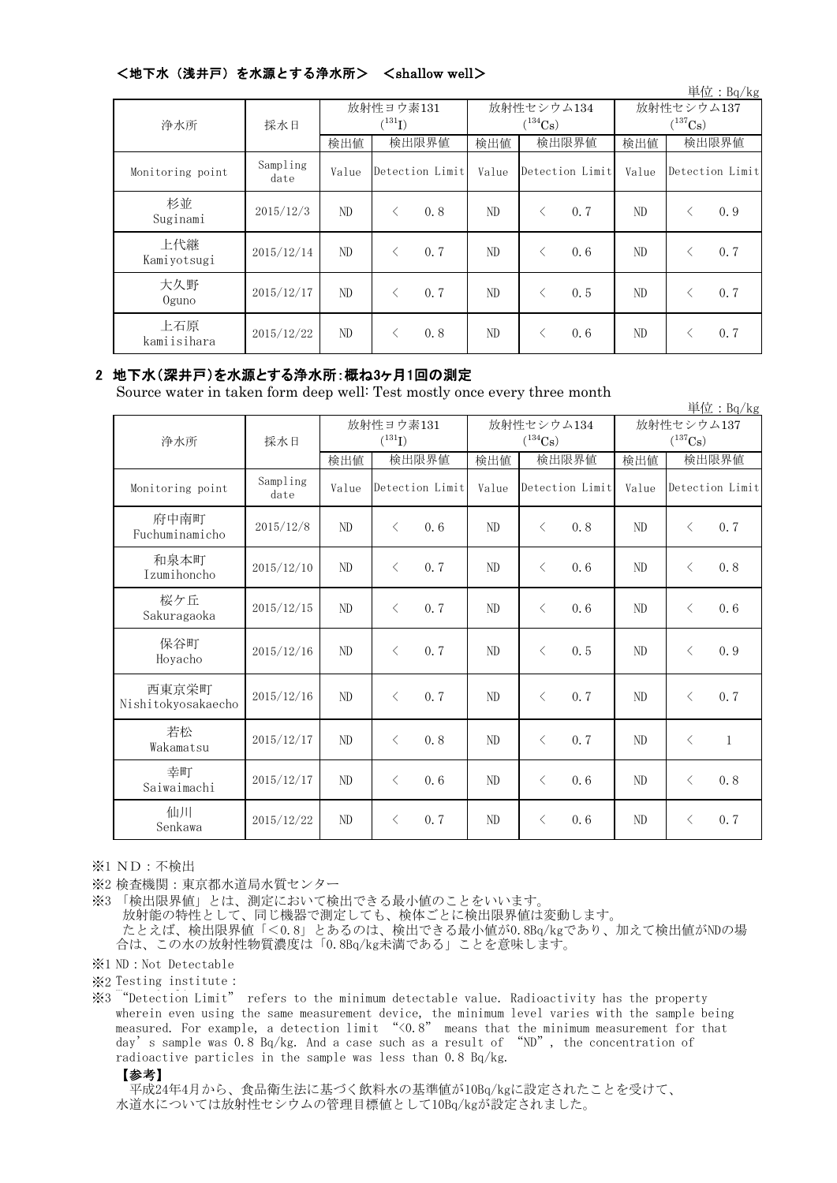## <地下水（浅井戸）を水源とする浄水所>　<shallow well>

単位：Bq/kg

| 浄水所 | 採水日 | 放射性ヨウ素131 ($^{131}$I) | | 放射性セシウム134 ($^{134}$Cs) | | 放射性セシウム137 ($^{137}$Cs) | |
|---|---|---|---|---|---|---|---|
| | | 検出値 | 検出限界値 | 検出値 | 検出限界値 | 検出値 | 検出限界値 |
| Monitoring point | Sampling date | Value | Detection Limit | Value | Detection Limit | Value | Detection Limit |
| 杉並 Suginami | 2015/12/3 | ND | < 0.8 | ND | < 0.7 | ND | < 0.9 |
| 上代継 Kamiyotsugi | 2015/12/14 | ND | < 0.7 | ND | < 0.6 | ND | < 0.7 |
| 大久野 Oguno | 2015/12/17 | ND | < 0.7 | ND | < 0.5 | ND | < 0.7 |
| 上石原 kamiisihara | 2015/12/22 | ND | < 0.8 | ND | < 0.6 | ND | < 0.7 |

## 2 地下水(深井戸)を水源とする浄水所:概ね3ヶ月1回の測定

Source water in taken form deep well: Test mostly once every three month

単位：Bq/kg

| 浄水所 | 採水日 | 放射性ヨウ素131 ($^{131}$I) | | 放射性セシウム134 ($^{134}$Cs) | | 放射性セシウム137 ($^{137}$Cs) | |
|---|---|---|---|---|---|---|---|
| | | 検出値 | 検出限界値 | 検出値 | 検出限界値 | 検出値 | 検出限界値 |
| Monitoring point | Sampling date | Value | Detection Limit | Value | Detection Limit | Value | Detection Limit |
| 府中南町 Fuchuminamicho | 2015/12/8 | ND | < 0.6 | ND | < 0.8 | ND | < 0.7 |
| 和泉本町 Izumihoncho | 2015/12/10 | ND | < 0.7 | ND | < 0.6 | ND | < 0.8 |
| 桜ケ丘 Sakuragaoka | 2015/12/15 | ND | < 0.7 | ND | < 0.6 | ND | < 0.6 |
| 保谷町 Hoyacho | 2015/12/16 | ND | < 0.7 | ND | < 0.5 | ND | < 0.9 |
| 西東京栄町 Nishitokyosakaecho | 2015/12/16 | ND | < 0.7 | ND | < 0.7 | ND | < 0.7 |
| 若松 Wakamatsu | 2015/12/17 | ND | < 0.8 | ND | < 0.7 | ND | < 1 |
| 幸町 Saiwaimachi | 2015/12/17 | ND | < 0.6 | ND | < 0.6 | ND | < 0.8 |
| 仙川 Senkawa | 2015/12/22 | ND | < 0.7 | ND | < 0.6 | ND | < 0.7 |

※1 ND：不検出

※2 検査機関：東京都水道局水質センター

※3 「検出限界値」とは、測定において検出できる最小値のことをいいます。
放射能の特性として、同じ機器で測定しても、検体ごとに検出限界値は変動します。
たとえば、検出限界値「<0.8」とあるのは、検出できる最小値が0.8Bq/kgであり、加えて検出値がNDの場合は、この水の放射性物質濃度は「0.8Bq/kg未満である」ことを意味します。

※1 ND：Not Detectable

※2 Testing institute：

※3 "Detection Limit" refers to the minimum detectable value. Radioactivity has the property wherein even using the same measurement device, the minimum level varies with the sample being measured. For example, a detection limit "<0.8" means that the minimum measurement for that day's sample was 0.8 Bq/kg. And a case such as a result of "ND", the concentration of radioactive particles in the sample was less than 0.8 Bq/kg.

**【参考】**

平成24年4月から、食品衛生法に基づく飲料水の基準値が10Bq/kgに設定されたことを受けて、水道水については放射性セシウムの管理目標値として10Bq/kgが設定されました。